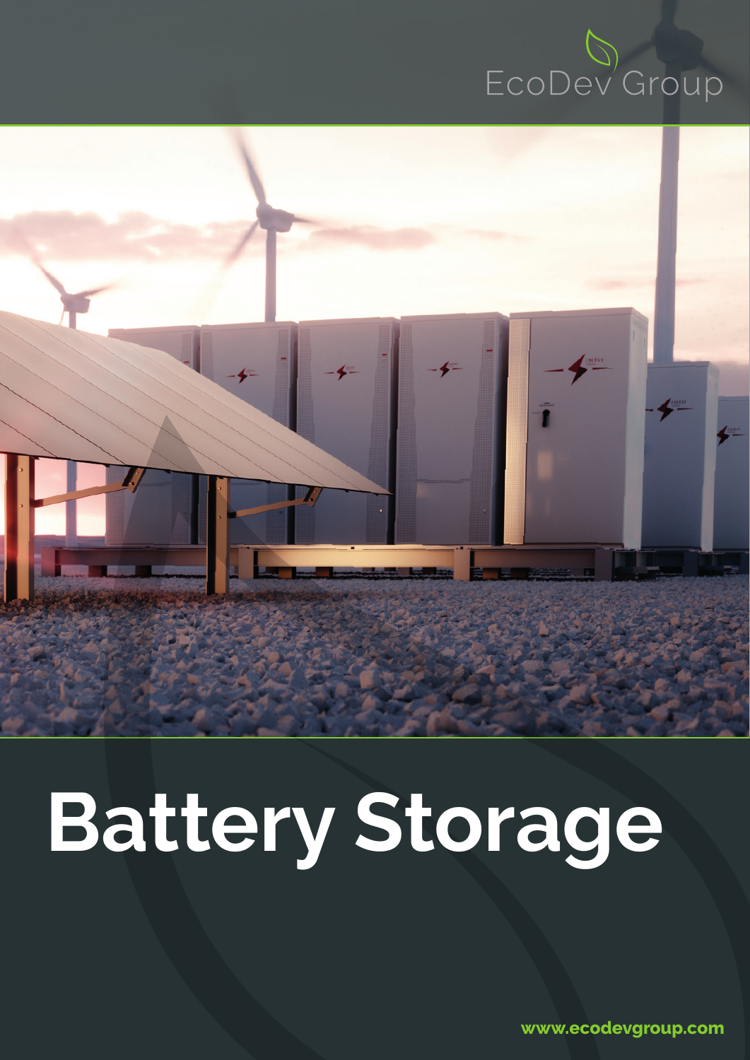EcoDev Group

# Battery Storage

www.ecodevgroup.com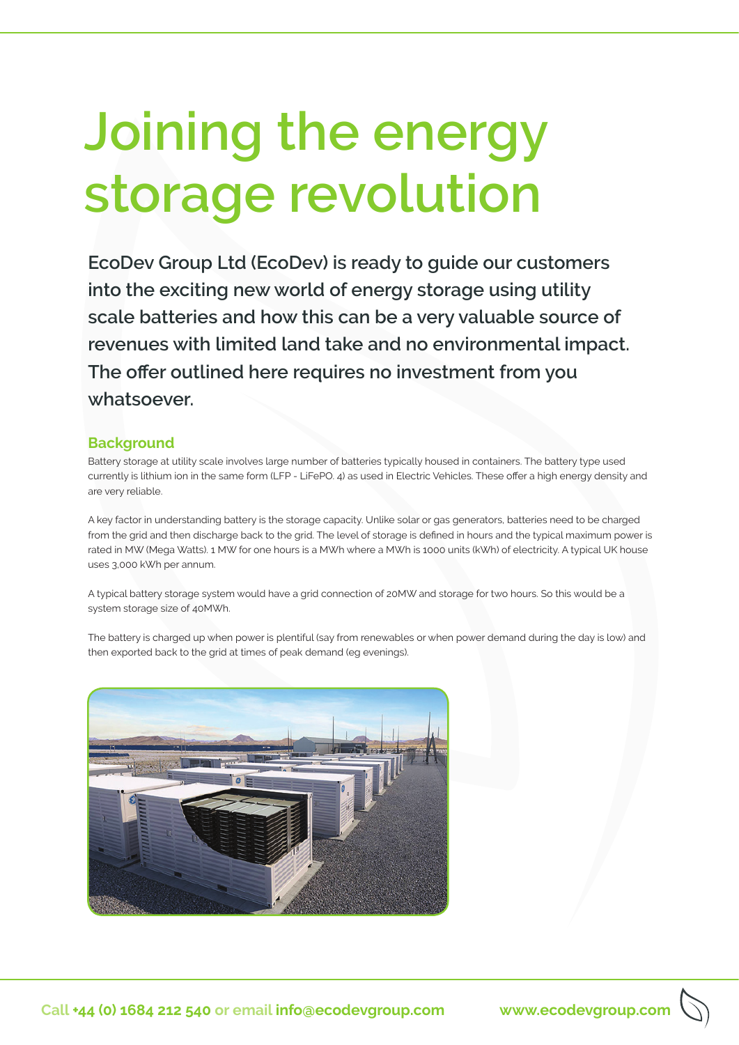# Joining the energy storage revolution

**EcoDev Group Ltd (EcoDev) is ready to guide our customers into the exciting new world of energy storage using utility scale batteries and how this can be a very valuable source of revenues with limited land take and no environmental impact. The offer outlined here requires no investment from you whatsoever.**

## Background

Battery storage at utility scale involves large number of batteries typically housed in containers. The battery type used currently is lithium ion in the same form (LFP - LiFePO. 4) as used in Electric Vehicles. These offer a high energy density and are very reliable.

A key factor in understanding battery is the storage capacity. Unlike solar or gas generators, batteries need to be charged from the grid and then discharge back to the grid. The level of storage is defined in hours and the typical maximum power is rated in MW (Mega Watts). 1 MW for one hours is a MWh where a MWh is 1000 units (kWh) of electricity. A typical UK house uses 3,000 kWh per annum.

A typical battery storage system would have a grid connection of 20MW and storage for two hours. So this would be a system storage size of 40MWh.

The battery is charged up when power is plentiful (say from renewables or when power demand during the day is low) and then exported back to the grid at times of peak demand (eg evenings).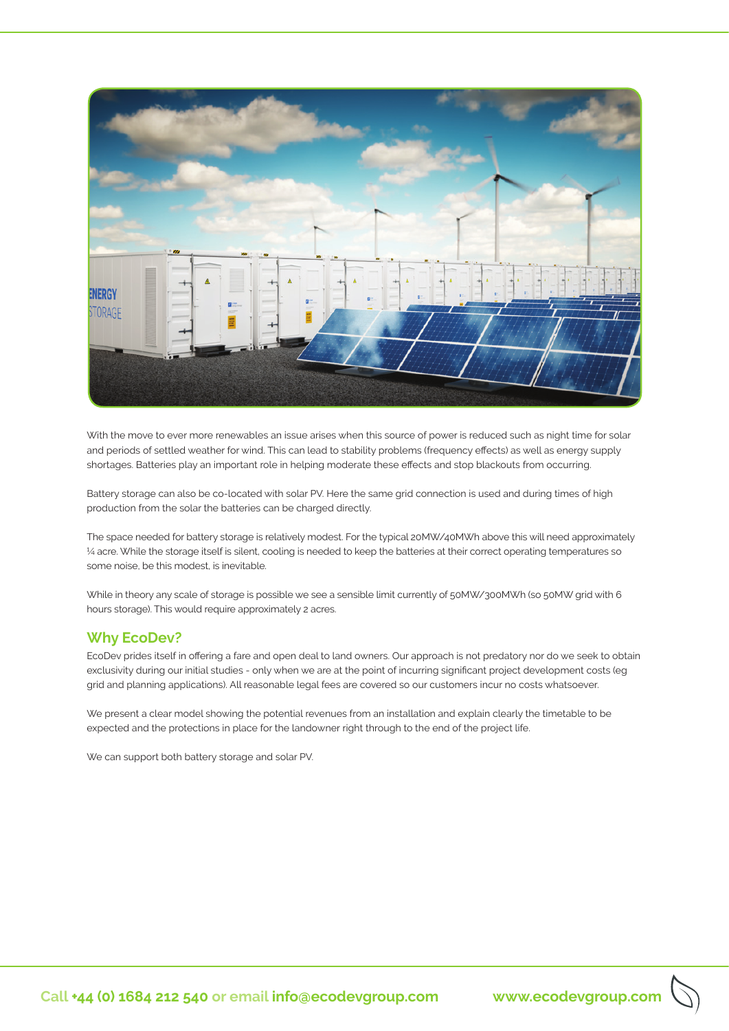With the move to ever more renewables an issue arises when this source of power is reduced such as night time for solar and periods of settled weather for wind. This can lead to stability problems (frequency effects) as well as energy supply shortages. Batteries play an important role in helping moderate these effects and stop blackouts from occurring.

Battery storage can also be co-located with solar PV. Here the same grid connection is used and during times of high production from the solar the batteries can be charged directly.

The space needed for battery storage is relatively modest. For the typical 20MW/40MWh above this will need approximately ¼ acre. While the storage itself is silent, cooling is needed to keep the batteries at their correct operating temperatures so some noise, be this modest, is inevitable.

While in theory any scale of storage is possible we see a sensible limit currently of 50MW/300MWh (so 50MW grid with 6 hours storage). This would require approximately 2 acres.

## Why EcoDev?

EcoDev prides itself in offering a fare and open deal to land owners. Our approach is not predatory nor do we seek to obtain exclusivity during our initial studies - only when we are at the point of incurring significant project development costs (eg grid and planning applications). All reasonable legal fees are covered so our customers incur no costs whatsoever.

We present a clear model showing the potential revenues from an installation and explain clearly the timetable to be expected and the protections in place for the landowner right through to the end of the project life.

We can support both battery storage and solar PV.

Call **+44 (0) 1684 212 540** or email **info@ecodevgroup.com** **www.ecodevgroup.com**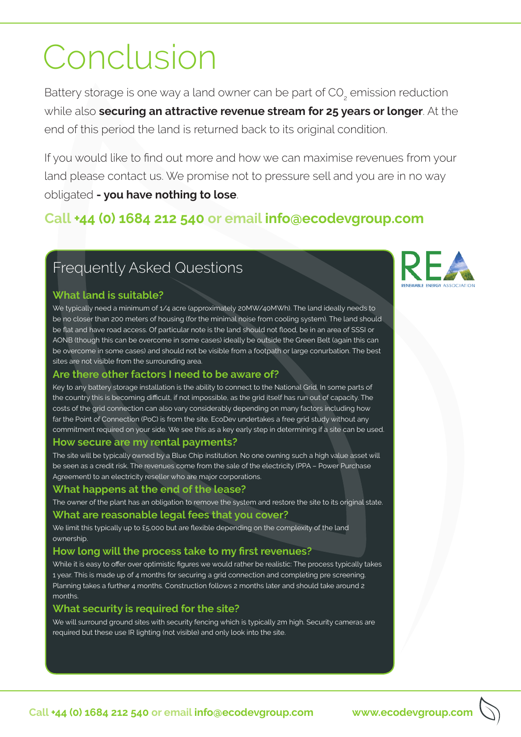# Conclusion

Battery storage is one way a land owner can be part of $CO_2$ emission reduction while also **securing an attractive revenue stream for 25 years or longer**. At the end of this period the land is returned back to its original condition.

If you would like to find out more and how we can maximise revenues from your land please contact us. We promise not to pressure sell and you are in no way obligated **- you have nothing to lose**.

**Call +44 (0) 1684 212 540 or email info@ecodevgroup.com**

## Frequently Asked Questions

### What land is suitable?

We typically need a minimum of 1/4 acre (approximately 20MW/40MWh). The land ideally needs to be no closer than 200 meters of housing (for the minimal noise from cooling system). The land should be flat and have road access. Of particular note is the land should not flood, be in an area of SSSI or AONB (though this can be overcome in some cases) ideally be outside the Green Belt (again this can be overcome in some cases) and should not be visible from a footpath or large conurbation. The best sites are not visible from the surrounding area.

### Are there other factors I need to be aware of?

Key to any battery storage installation is the ability to connect to the National Grid. In some parts of the country this is becoming difficult, if not impossible, as the grid itself has run out of capacity. The costs of the grid connection can also vary considerably depending on many factors including how far the Point of Connection (PoC) is from the site. EcoDev undertakes a free grid study without any commitment required on your side. We see this as a key early step in determining if a site can be used.

### How secure are my rental payments?

The site will be typically owned by a Blue Chip institution. No one owning such a high value asset will be seen as a credit risk. The revenues come from the sale of the electricity (PPA – Power Purchase Agreement) to an electricity reseller who are major corporations.

### What happens at the end of the lease?

The owner of the plant has an obligation to remove the system and restore the site to its original state.

### What are reasonable legal fees that you cover?

We limit this typically up to £5,000 but are flexible depending on the complexity of the land ownership.

### How long will the process take to my first revenues?

While it is easy to offer over optimistic figures we would rather be realistic: The process typically takes 1 year. This is made up of 4 months for securing a grid connection and completing pre screening. Planning takes a further 4 months. Construction follows 2 months later and should take around 2 months.

### What security is required for the site?

We will surround ground sites with security fencing which is typically 2m high. Security cameras are required but these use IR lighting (not visible) and only look into the site.

REA RENEWABLE ENERGY ASSOCIATION

Call +44 (0) 1684 212 540 or email info@ecodevgroup.com www.ecodevgroup.com